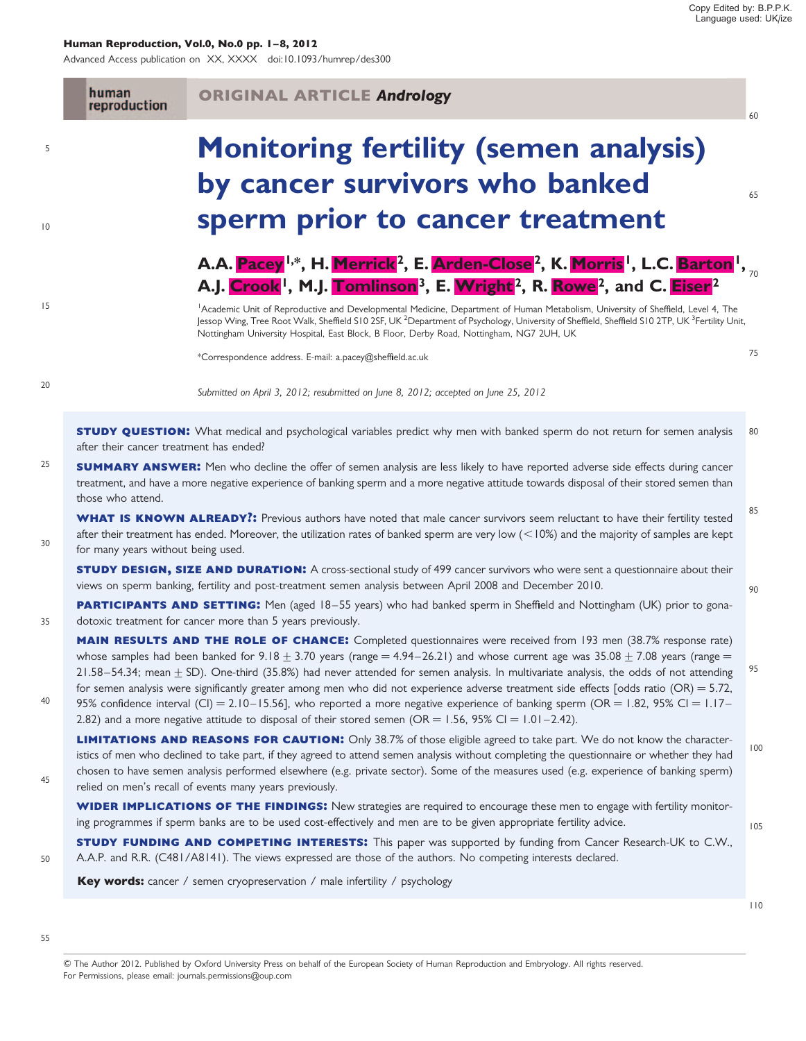**ORIGINAL ARTICLE** *Andrology*

# Monitoring fertility (semen analysis) by cancer survivors who banked sperm prior to cancer treatment

**A.A. Pacey[1,*], H. Merrick[2], E. Arden-Close[2], K. Morris[1], L.C. Barton[1], A.J. Crook[1], M.J. Tomlinson[3], E. Wright[2], R. Rowe[2], and C. Eiser[2]**

[1]Academic Unit of Reproductive and Developmental Medicine, Department of Human Metabolism, University of Sheffield, Level 4, The Jessop Wing, Tree Root Walk, Sheffield S10 2SF, UK [2]Department of Psychology, University of Sheffield, Sheffield S10 2TP, UK [3]Fertility Unit, Nottingham University Hospital, East Block, B Floor, Derby Road, Nottingham, NG7 2UH, UK

*Correspondence address. E-mail: a.pacey@sheffield.ac.uk

*Submitted on April 3, 2012; resubmitted on June 8, 2012; accepted on June 25, 2012*

**STUDY QUESTION:** What medical and psychological variables predict why men with banked sperm do not return for semen analysis after their cancer treatment has ended?

**SUMMARY ANSWER:** Men who decline the offer of semen analysis are less likely to have reported adverse side effects during cancer treatment, and have a more negative experience of banking sperm and a more negative attitude towards disposal of their stored semen than those who attend.

**WHAT IS KNOWN ALREADY?:** Previous authors have noted that male cancer survivors seem reluctant to have their fertility tested after their treatment has ended. Moreover, the utilization rates of banked sperm are very low (<10%) and the majority of samples are kept for many years without being used.

**STUDY DESIGN, SIZE AND DURATION:** A cross-sectional study of 499 cancer survivors who were sent a questionnaire about their views on sperm banking, fertility and post-treatment semen analysis between April 2008 and December 2010.

**PARTICIPANTS AND SETTING:** Men (aged 18–55 years) who had banked sperm in Sheffield and Nottingham (UK) prior to gonadotoxic treatment for cancer more than 5 years previously.

**MAIN RESULTS AND THE ROLE OF CHANCE:** Completed questionnaires were received from 193 men (38.7% response rate) whose samples had been banked for 9.18 ± 3.70 years (range = 4.94–26.21) and whose current age was 35.08 ± 7.08 years (range = 21.58–54.34; mean ± SD). One-third (35.8%) had never attended for semen analysis. In multivariate analysis, the odds of not attending for semen analysis were significantly greater among men who did not experience adverse treatment side effects [odds ratio (OR) = 5.72, 95% confidence interval (CI) = 2.10–15.56], who reported a more negative experience of banking sperm (OR = 1.82, 95% CI = 1.17–2.82) and a more negative attitude to disposal of their stored semen (OR = 1.56, 95% CI = 1.01–2.42).

**LIMITATIONS AND REASONS FOR CAUTION:** Only 38.7% of those eligible agreed to take part. We do not know the characteristics of men who declined to take part, if they agreed to attend semen analysis without completing the questionnaire or whether they had chosen to have semen analysis performed elsewhere (e.g. private sector). Some of the measures used (e.g. experience of banking sperm) relied on men's recall of events many years previously.

**WIDER IMPLICATIONS OF THE FINDINGS:** New strategies are required to encourage these men to engage with fertility monitoring programmes if sperm banks are to be used cost-effectively and men are to be given appropriate fertility advice.

**STUDY FUNDING AND COMPETING INTERESTS:** This paper was supported by funding from Cancer Research-UK to C.W., A.A.P. and R.R. (C481/A8141). The views expressed are those of the authors. No competing interests declared.

**Key words:** cancer / semen cryopreservation / male infertility / psychology

© The Author 2012. Published by Oxford University Press on behalf of the European Society of Human Reproduction and Embryology. All rights reserved. For Permissions, please email: journals.permissions@oup.com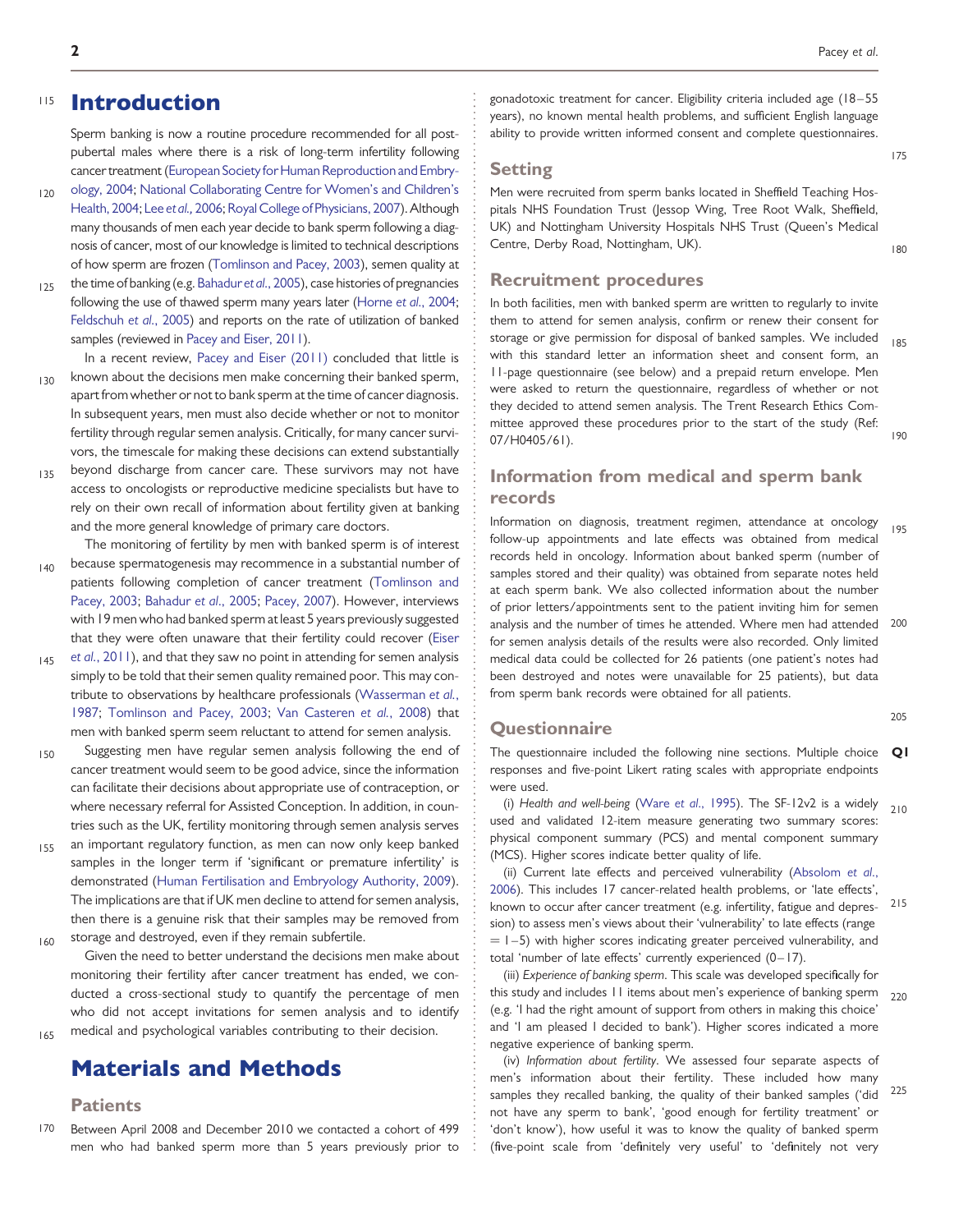# Introduction

Sperm banking is now a routine procedure recommended for all post-pubertal males where there is a risk of long-term infertility following cancer treatment (European Society for Human Reproduction and Embryology, 2004; National Collaborating Centre for Women's and Children's Health, 2004; Lee *et al.*, 2006; Royal College of Physicians, 2007). Although many thousands of men each year decide to bank sperm following a diagnosis of cancer, most of our knowledge is limited to technical descriptions of how sperm are frozen (Tomlinson and Pacey, 2003), semen quality at the time of banking (e.g. Bahadur *et al.*, 2005), case histories of pregnancies following the use of thawed sperm many years later (Horne *et al.*, 2004; Feldschuh *et al.*, 2005) and reports on the rate of utilization of banked samples (reviewed in Pacey and Eiser, 2011).

In a recent review, Pacey and Eiser (2011) concluded that little is known about the decisions men make concerning their banked sperm, apart from whether or not to bank sperm at the time of cancer diagnosis. In subsequent years, men must also decide whether or not to monitor fertility through regular semen analysis. Critically, for many cancer survivors, the timescale for making these decisions can extend substantially beyond discharge from cancer care. These survivors may not have access to oncologists or reproductive medicine specialists but have to rely on their own recall of information about fertility given at banking and the more general knowledge of primary care doctors.

The monitoring of fertility by men with banked sperm is of interest because spermatogenesis may recommence in a substantial number of patients following completion of cancer treatment (Tomlinson and Pacey, 2003; Bahadur *et al.*, 2005; Pacey, 2007). However, interviews with 19 men who had banked sperm at least 5 years previously suggested that they were often unaware that their fertility could recover (Eiser *et al.*, 2011), and that they saw no point in attending for semen analysis simply to be told that their semen quality remained poor. This may contribute to observations by healthcare professionals (Wasserman *et al.*, 1987; Tomlinson and Pacey, 2003; Van Casteren *et al.*, 2008) that men with banked sperm seem reluctant to attend for semen analysis.

Suggesting men have regular semen analysis following the end of cancer treatment would seem to be good advice, since the information can facilitate their decisions about appropriate use of contraception, or where necessary referral for Assisted Conception. In addition, in countries such as the UK, fertility monitoring through semen analysis serves an important regulatory function, as men can now only keep banked samples in the longer term if 'significant or premature infertility' is demonstrated (Human Fertilisation and Embryology Authority, 2009). The implications are that if UK men decline to attend for semen analysis, then there is a genuine risk that their samples may be removed from storage and destroyed, even if they remain subfertile.

Given the need to better understand the decisions men make about monitoring their fertility after cancer treatment has ended, we conducted a cross-sectional study to quantify the percentage of men who did not accept invitations for semen analysis and to identify medical and psychological variables contributing to their decision.

# Materials and Methods

## Patients

Between April 2008 and December 2010 we contacted a cohort of 499 men who had banked sperm more than 5 years previously prior to gonadotoxic treatment for cancer. Eligibility criteria included age (18–55 years), no known mental health problems, and sufficient English language ability to provide written informed consent and complete questionnaires.

## Setting

Men were recruited from sperm banks located in Sheffield Teaching Hospitals NHS Foundation Trust (Jessop Wing, Tree Root Walk, Sheffield, UK) and Nottingham University Hospitals NHS Trust (Queen's Medical Centre, Derby Road, Nottingham, UK).

## Recruitment procedures

In both facilities, men with banked sperm are written to regularly to invite them to attend for semen analysis, confirm or renew their consent for storage or give permission for disposal of banked samples. We included with this standard letter an information sheet and consent form, an 11-page questionnaire (see below) and a prepaid return envelope. Men were asked to return the questionnaire, regardless of whether or not they decided to attend semen analysis. The Trent Research Ethics Committee approved these procedures prior to the start of the study (Ref: 07/H0405/61).

## Information from medical and sperm bank records

Information on diagnosis, treatment regimen, attendance at oncology follow-up appointments and late effects was obtained from medical records held in oncology. Information about banked sperm (number of samples stored and their quality) was obtained from separate notes held at each sperm bank. We also collected information about the number of prior letters/appointments sent to the patient inviting him for semen analysis and the number of times he attended. Where men had attended for semen analysis details of the results were also recorded. Only limited medical data could be collected for 26 patients (one patient's notes had been destroyed and notes were unavailable for 25 patients), but data from sperm bank records were obtained for all patients.

## Questionnaire

The questionnaire included the following nine sections. Multiple choice responses and five-point Likert rating scales with appropriate endpoints were used.

(i) *Health and well-being* (Ware *et al.*, 1995). The SF-12v2 is a widely used and validated 12-item measure generating two summary scores: physical component summary (PCS) and mental component summary (MCS). Higher scores indicate better quality of life.

(ii) Current late effects and perceived vulnerability (Absolom *et al.*, 2006). This includes 17 cancer-related health problems, or 'late effects', known to occur after cancer treatment (e.g. infertility, fatigue and depression) to assess men's views about their 'vulnerability' to late effects (range = 1–5) with higher scores indicating greater perceived vulnerability, and total 'number of late effects' currently experienced (0–17).

(iii) *Experience of banking sperm*. This scale was developed specifically for this study and includes 11 items about men's experience of banking sperm (e.g. 'I had the right amount of support from others in making this choice' and 'I am pleased I decided to bank'). Higher scores indicated a more negative experience of banking sperm.

(iv) *Information about fertility*. We assessed four separate aspects of men's information about their fertility. These included how many samples they recalled banking, the quality of their banked samples ('did not have any sperm to bank', 'good enough for fertility treatment' or 'don't know'), how useful it was to know the quality of banked sperm (five-point scale from 'definitely very useful' to 'definitely not very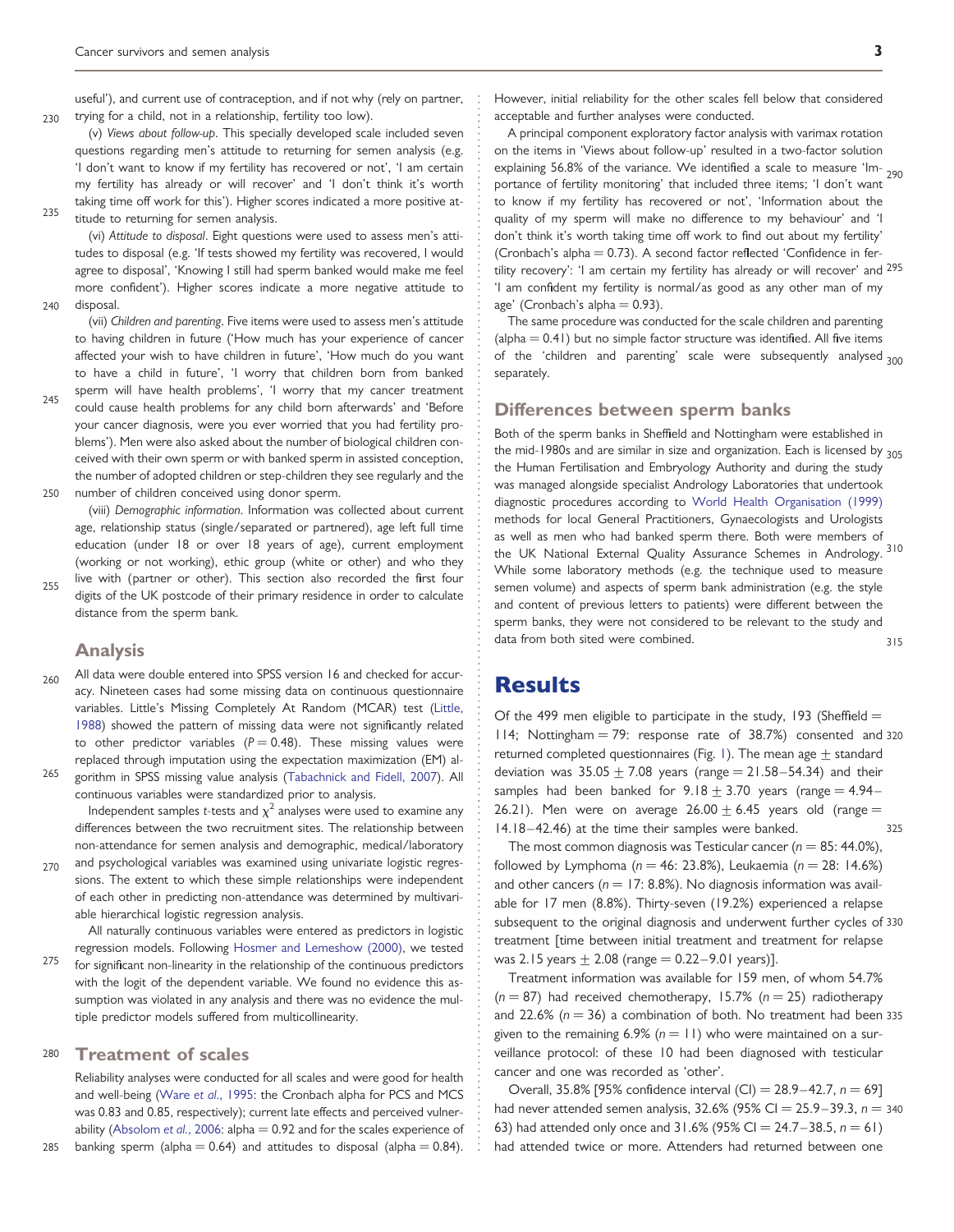useful'), and current use of contraception, and if not why (rely on partner, trying for a child, not in a relationship, fertility too low).

(v) *Views about follow-up*. This specially developed scale included seven questions regarding men's attitude to returning for semen analysis (e.g. 'I don't want to know if my fertility has recovered or not', 'I am certain my fertility has already or will recover' and 'I don't think it's worth taking time off work for this'). Higher scores indicated a more positive attitude to returning for semen analysis.

(vi) *Attitude to disposal*. Eight questions were used to assess men's attitudes to disposal (e.g. 'If tests showed my fertility was recovered, I would agree to disposal', 'Knowing I still had sperm banked would make me feel more confident'). Higher scores indicate a more negative attitude to disposal.

(vii) *Children and parenting*. Five items were used to assess men's attitude to having children in future ('How much has your experience of cancer affected your wish to have children in future', 'How much do you want to have a child in future', 'I worry that children born from banked sperm will have health problems', 'I worry that my cancer treatment could cause health problems for any child born afterwards' and 'Before your cancer diagnosis, were you ever worried that you had fertility problems'). Men were also asked about the number of biological children conceived with their own sperm or with banked sperm in assisted conception, the number of adopted children or step-children they see regularly and the number of children conceived using donor sperm.

(viii) *Demographic information*. Information was collected about current age, relationship status (single/separated or partnered), age left full time education (under 18 or over 18 years of age), current employment (working or not working), ethic group (white or other) and who they live with (partner or other). This section also recorded the first four digits of the UK postcode of their primary residence in order to calculate distance from the sperm bank.

## Analysis

All data were double entered into SPSS version 16 and checked for accuracy. Nineteen cases had some missing data on continuous questionnaire variables. Little's Missing Completely At Random (MCAR) test (Little, 1988) showed the pattern of missing data were not significantly related to other predictor variables ($P = 0.48$). These missing values were replaced through imputation using the expectation maximization (EM) algorithm in SPSS missing value analysis (Tabachnick and Fidell, 2007). All continuous variables were standardized prior to analysis.

Independent samples $t$-tests and $\chi^2$ analyses were used to examine any differences between the two recruitment sites. The relationship between non-attendance for semen analysis and demographic, medical/laboratory and psychological variables was examined using univariate logistic regressions. The extent to which these simple relationships were independent of each other in predicting non-attendance was determined by multivariable hierarchical logistic regression analysis.

All naturally continuous variables were entered as predictors in logistic regression models. Following Hosmer and Lemeshow (2000), we tested for significant non-linearity in the relationship of the continuous predictors with the logit of the dependent variable. We found no evidence this assumption was violated in any analysis and there was no evidence the multiple predictor models suffered from multicollinearity.

## Treatment of scales

Reliability analyses were conducted for all scales and were good for health and well-being (Ware *et al*., 1995: the Cronbach alpha for PCS and MCS was 0.83 and 0.85, respectively); current late effects and perceived vulnerability (Absolom *et al*., 2006: alpha = 0.92 and for the scales experience of banking sperm (alpha = 0.64) and attitudes to disposal (alpha = 0.84). However, initial reliability for the other scales fell below that considered acceptable and further analyses were conducted.

A principal component exploratory factor analysis with varimax rotation on the items in 'Views about follow-up' resulted in a two-factor solution explaining 56.8% of the variance. We identified a scale to measure 'Importance of fertility monitoring' that included three items; 'I don't want to know if my fertility has recovered or not', 'Information about the quality of my sperm will make no difference to my behaviour' and 'I don't think it's worth taking time off work to find out about my fertility' (Cronbach's alpha = 0.73). A second factor reflected 'Confidence in fertility recovery': 'I am certain my fertility has already or will recover' and 'I am confident my fertility is normal/as good as any other man of my age' (Cronbach's alpha = 0.93).

The same procedure was conducted for the scale children and parenting (alpha = 0.41) but no simple factor structure was identified. All five items of the 'children and parenting' scale were subsequently analysed separately.

## Differences between sperm banks

Both of the sperm banks in Sheffield and Nottingham were established in the mid-1980s and are similar in size and organization. Each is licensed by the Human Fertilisation and Embryology Authority and during the study was managed alongside specialist Andrology Laboratories that undertook diagnostic procedures according to World Health Organisation (1999) methods for local General Practitioners, Gynaecologists and Urologists as well as men who had banked sperm there. Both were members of the UK National External Quality Assurance Schemes in Andrology. While some laboratory methods (e.g. the technique used to measure semen volume) and aspects of sperm bank administration (e.g. the style and content of previous letters to patients) were different between the sperm banks, they were not considered to be relevant to the study and data from both sited were combined.

# Results

Of the 499 men eligible to participate in the study, 193 (Sheffield = 114; Nottingham = 79: response rate of 38.7%) consented and returned completed questionnaires (Fig. 1). The mean age ± standard deviation was $35.05 \pm 7.08$ years (range = 21.58–54.34) and their samples had been banked for $9.18 \pm 3.70$ years (range = 4.94–26.21). Men were on average $26.00 \pm 6.45$ years old (range = 14.18–42.46) at the time their samples were banked.

The most common diagnosis was Testicular cancer ($n = 85$: 44.0%), followed by Lymphoma ($n = 46$: 23.8%), Leukaemia ($n = 28$: 14.6%) and other cancers ($n = 17$: 8.8%). No diagnosis information was available for 17 men (8.8%). Thirty-seven (19.2%) experienced a relapse subsequent to the original diagnosis and underwent further cycles of treatment [time between initial treatment and treatment for relapse was 2.15 years ± 2.08 (range = 0.22–9.01 years)].

Treatment information was available for 159 men, of whom 54.7% ($n = 87$) had received chemotherapy, 15.7% ($n = 25$) radiotherapy and 22.6% ($n = 36$) a combination of both. No treatment had been given to the remaining 6.9% ($n = 11$) who were maintained on a surveillance protocol: of these 10 had been diagnosed with testicular cancer and one was recorded as 'other'.

Overall, 35.8% [95% confidence interval (CI) = 28.9–42.7, $n = 69$] had never attended semen analysis, 32.6% (95% CI = 25.9–39.3, $n = 63$) had attended only once and 31.6% (95% CI = 24.7–38.5, $n = 61$) had attended twice or more. Attenders had returned between one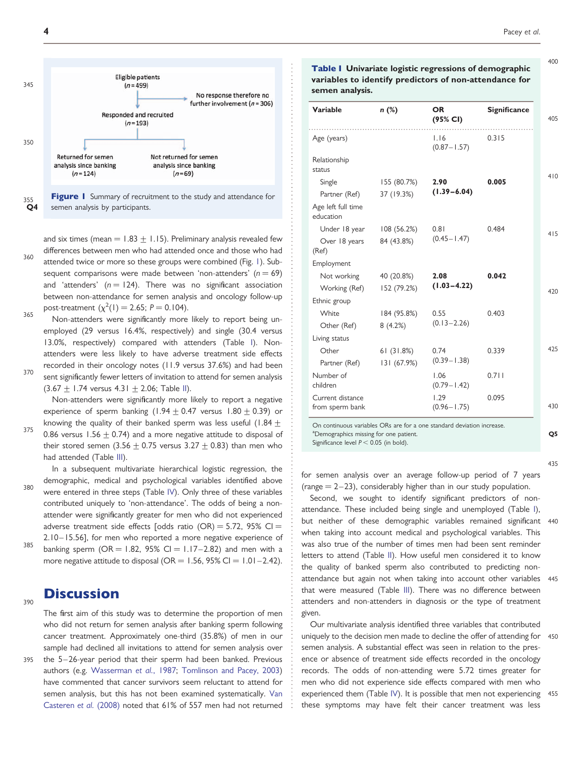Eligible patients
(*n* = 499)

No response therefore no further involvement (*n* = 306)

Responded and recruited
(*n* = 193)

Returned for semen analysis since banking
(*n* = 124)

Not returned for semen analysis since banking
(*n* = 69)

**Figure 1** Summary of recruitment to the study and attendance for semen analysis by participants.

and six times (mean = 1.83 ± 1.15). Preliminary analysis revealed few differences between men who had attended once and those who had attended twice or more so these groups were combined (Fig. 1). Subsequent comparisons were made between 'non-attenders' (*n* = 69) and 'attenders' (*n* = 124). There was no significant association between non-attendance for semen analysis and oncology follow-up post-treatment ($\chi^2(1) = 2.65$; $P = 0.104$).

Non-attenders were significantly more likely to report being unemployed (29 versus 16.4%, respectively) and single (30.4 versus 13.0%, respectively) compared with attenders (Table I). Non-attenders were less likely to have adverse treatment side effects recorded in their oncology notes (11.9 versus 37.6%) and had been sent significantly fewer letters of invitation to attend for semen analysis (3.67 ± 1.74 versus 4.31 ± 2.06; Table II).

Non-attenders were significantly more likely to report a negative experience of sperm banking (1.94 ± 0.47 versus 1.80 ± 0.39) or knowing the quality of their banked sperm was less useful (1.84 ± 0.86 versus 1.56 ± 0.74) and a more negative attitude to disposal of their stored semen (3.56 ± 0.75 versus 3.27 ± 0.83) than men who had attended (Table III).

In a subsequent multivariate hierarchical logistic regression, the demographic, medical and psychological variables identified above were entered in three steps (Table IV). Only three of these variables contributed uniquely to 'non-attendance'. The odds of being a non-attender were significantly greater for men who did not experienced adverse treatment side effects [odds ratio (OR) = 5.72, 95% CI = 2.10–15.56], for men who reported a more negative experience of banking sperm (OR = 1.82, 95% CI = 1.17–2.82) and men with a more negative attitude to disposal (OR = 1.56, 95% CI = 1.01–2.42).

**Table I** Univariate logistic regressions of demographic variables to identify predictors of non-attendance for semen analysis.

| Variable | *n* (%) | OR (95% CI) | Significance |
|---|---|---|---|
| Age (years) | | 1.16 (0.87–1.57) | 0.315 |
| Relationship status | | | |
| Single | 155 (80.7%) | **2.90** | **0.005** |
| Partner (Ref) | 37 (19.3%) | **(1.39–6.04)** | |
| Age left full time education | | | |
| Under 18 year | 108 (56.2%) | 0.81 | 0.484 |
| Over 18 years (Ref) | 84 (43.8%) | (0.45–1.47) | |
| Employment | | | |
| Not working | 40 (20.8%) | **2.08** | **0.042** |
| Working (Ref) | 152 (79.2%) | **(1.03–4.22)** | |
| Ethnic group | | | |
| White | 184 (95.8%) | 0.55 | 0.403 |
| Other (Ref) | 8 (4.2%) | (0.13–2.26) | |
| Living status | | | |
| Other | 61 (31.8%) | 0.74 | 0.339 |
| Partner (Ref) | 131 (67.9%) | (0.39–1.38) | |
| Number of children | | 1.06 (0.79–1.42) | 0.711 |
| Current distance from sperm bank | | 1.29 (0.96–1.75) | 0.095 |

On continuous variables ORs are for a one standard deviation increase.
[a]Demographics missing for one patient.
Significance level $P < 0.05$ (in bold).

## Discussion

The first aim of this study was to determine the proportion of men who did not return for semen analysis after banking sperm following cancer treatment. Approximately one-third (35.8%) of men in our sample had declined all invitations to attend for semen analysis over the 5–26-year period that their sperm had been banked. Previous authors (e.g. Wasserman *et al.*, 1987; Tomlinson and Pacey, 2003) have commented that cancer survivors seem reluctant to attend for semen analysis, but this has not been examined systematically. Van Casteren *et al.* (2008) noted that 61% of 557 men had not returned for semen analysis over an average follow-up period of 7 years (range = 2–23), considerably higher than in our study population.

Second, we sought to identify significant predictors of non-attendance. These included being single and unemployed (Table I), but neither of these demographic variables remained significant when taking into account medical and psychological variables. This was also true of the number of times men had been sent reminder letters to attend (Table II). How useful men considered it to know the quality of banked sperm also contributed to predicting non-attendance but again not when taking into account other variables that were measured (Table III). There was no difference between attenders and non-attenders in diagnosis or the type of treatment given.

Our multivariate analysis identified three variables that contributed uniquely to the decision men made to decline the offer of attending for semen analysis. A substantial effect was seen in relation to the presence or absence of treatment side effects recorded in the oncology records. The odds of non-attending were 5.72 times greater for men who did not experience side effects compared with men who experienced them (Table IV). It is possible that men not experiencing these symptoms may have felt their cancer treatment was less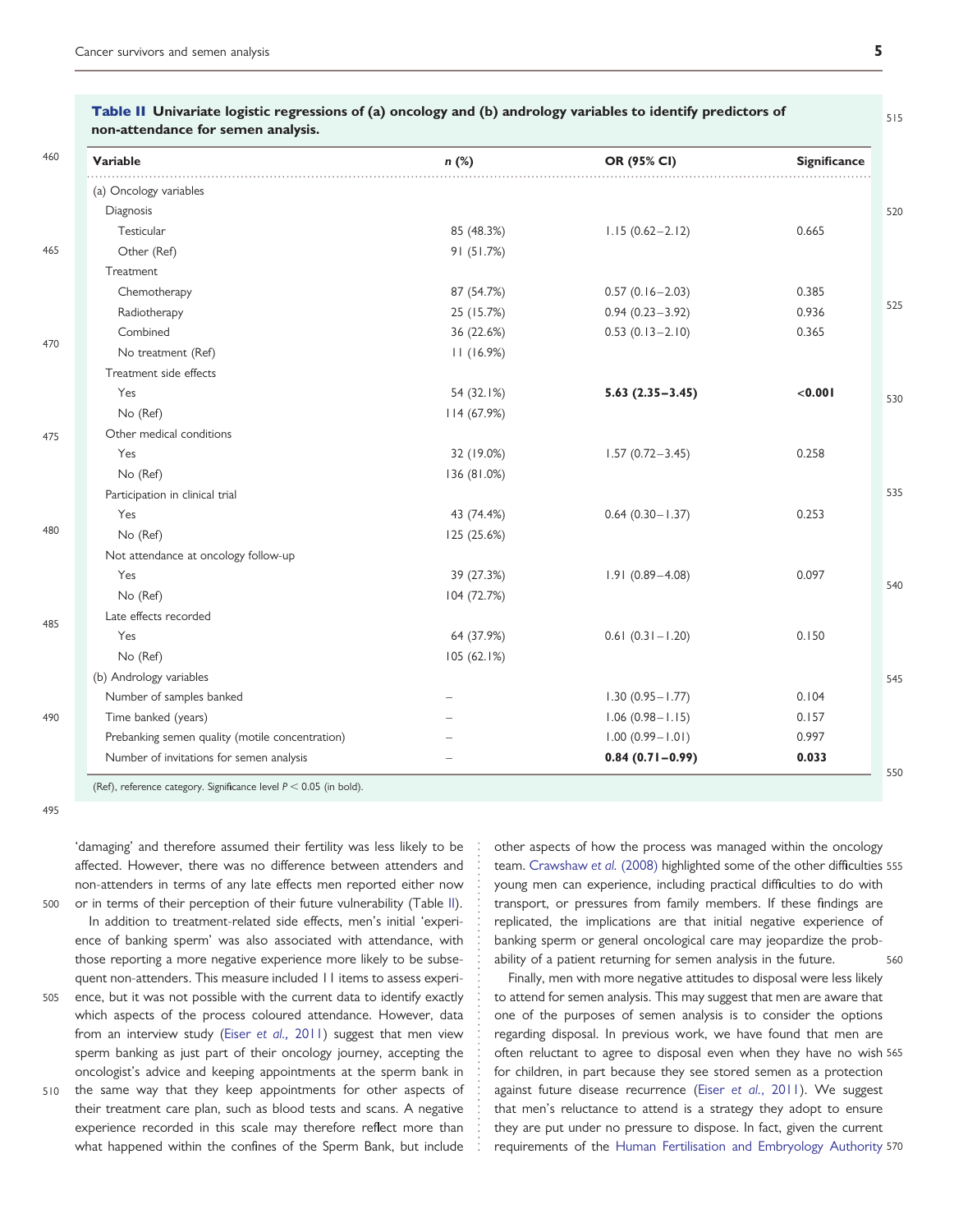**Table II Univariate logistic regressions of (a) oncology and (b) andrology variables to identify predictors of non-attendance for semen analysis.**

| Variable | n (%) | OR (95% CI) | Significance |
|---|---|---|---|
| (a) Oncology variables | | | |
| Diagnosis | | | |
| Testicular | 85 (48.3%) | 1.15 (0.62–2.12) | 0.665 |
| Other (Ref) | 91 (51.7%) | | |
| Treatment | | | |
| Chemotherapy | 87 (54.7%) | 0.57 (0.16–2.03) | 0.385 |
| Radiotherapy | 25 (15.7%) | 0.94 (0.23–3.92) | 0.936 |
| Combined | 36 (22.6%) | 0.53 (0.13–2.10) | 0.365 |
| No treatment (Ref) | 11 (16.9%) | | |
| Treatment side effects | | | |
| Yes | 54 (32.1%) | **5.63 (2.35–3.45)** | **<0.001** |
| No (Ref) | 114 (67.9%) | | |
| Other medical conditions | | | |
| Yes | 32 (19.0%) | 1.57 (0.72–3.45) | 0.258 |
| No (Ref) | 136 (81.0%) | | |
| Participation in clinical trial | | | |
| Yes | 43 (74.4%) | 0.64 (0.30–1.37) | 0.253 |
| No (Ref) | 125 (25.6%) | | |
| Not attendance at oncology follow-up | | | |
| Yes | 39 (27.3%) | 1.91 (0.89–4.08) | 0.097 |
| No (Ref) | 104 (72.7%) | | |
| Late effects recorded | | | |
| Yes | 64 (37.9%) | 0.61 (0.31–1.20) | 0.150 |
| No (Ref) | 105 (62.1%) | | |
| (b) Andrology variables | | | |
| Number of samples banked | – | 1.30 (0.95–1.77) | 0.104 |
| Time banked (years) | – | 1.06 (0.98–1.15) | 0.157 |
| Prebanking semen quality (motile concentration) | – | 1.00 (0.99–1.01) | 0.997 |
| Number of invitations for semen analysis | – | **0.84 (0.71–0.99)** | **0.033** |

(Ref), reference category. Significance level $P < 0.05$ (in bold).

'damaging' and therefore assumed their fertility was less likely to be affected. However, there was no difference between attenders and non-attenders in terms of any late effects men reported either now or in terms of their perception of their future vulnerability (Table II).

In addition to treatment-related side effects, men's initial 'experience of banking sperm' was also associated with attendance, with those reporting a more negative experience more likely to be subsequent non-attenders. This measure included 11 items to assess experience, but it was not possible with the current data to identify exactly which aspects of the process coloured attendance. However, data from an interview study (Eiser *et al.*, 2011) suggest that men view sperm banking as just part of their oncology journey, accepting the oncologist's advice and keeping appointments at the sperm bank in the same way that they keep appointments for other aspects of their treatment care plan, such as blood tests and scans. A negative experience recorded in this scale may therefore reflect more than what happened within the confines of the Sperm Bank, but include other aspects of how the process was managed within the oncology team. Crawshaw *et al.* (2008) highlighted some of the other difficulties young men can experience, including practical difficulties to do with transport, or pressures from family members. If these findings are replicated, the implications are that initial negative experience of banking sperm or general oncological care may jeopardize the probability of a patient returning for semen analysis in the future.

Finally, men with more negative attitudes to disposal were less likely to attend for semen analysis. This may suggest that men are aware that one of the purposes of semen analysis is to consider the options regarding disposal. In previous work, we have found that men are often reluctant to agree to disposal even when they have no wish for children, in part because they see stored semen as a protection against future disease recurrence (Eiser *et al.*, 2011). We suggest that men's reluctance to attend is a strategy they adopt to ensure they are put under no pressure to dispose. In fact, given the current requirements of the Human Fertilisation and Embryology Authority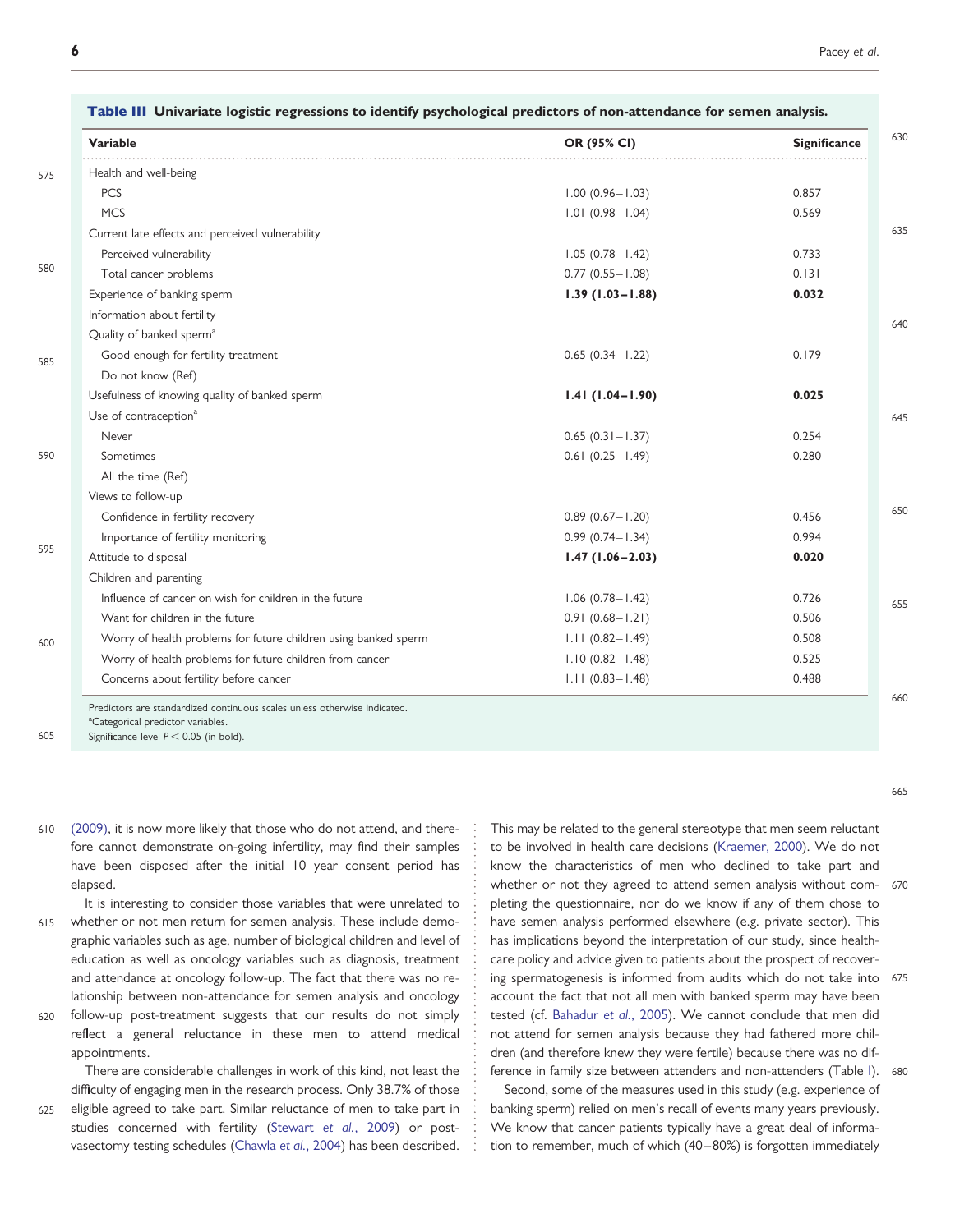**Table III Univariate logistic regressions to identify psychological predictors of non-attendance for semen analysis.**

| Variable | OR (95% CI) | Significance |
|---|---|---|
| Health and well-being | | |
| PCS | 1.00 (0.96–1.03) | 0.857 |
| MCS | 1.01 (0.98–1.04) | 0.569 |
| Current late effects and perceived vulnerability | | |
| Perceived vulnerability | 1.05 (0.78–1.42) | 0.733 |
| Total cancer problems | 0.77 (0.55–1.08) | 0.131 |
| Experience of banking sperm | **1.39 (1.03–1.88)** | **0.032** |
| Information about fertility | | |
| Quality of banked sperm[a] | | |
| Good enough for fertility treatment | 0.65 (0.34–1.22) | 0.179 |
| Do not know (Ref) | | |
| Usefulness of knowing quality of banked sperm | **1.41 (1.04–1.90)** | **0.025** |
| Use of contraception[a] | | |
| Never | 0.65 (0.31–1.37) | 0.254 |
| Sometimes | 0.61 (0.25–1.49) | 0.280 |
| All the time (Ref) | | |
| Views to follow-up | | |
| Confidence in fertility recovery | 0.89 (0.67–1.20) | 0.456 |
| Importance of fertility monitoring | 0.99 (0.74–1.34) | 0.994 |
| Attitude to disposal | **1.47 (1.06–2.03)** | **0.020** |
| Children and parenting | | |
| Influence of cancer on wish for children in the future | 1.06 (0.78–1.42) | 0.726 |
| Want for children in the future | 0.91 (0.68–1.21) | 0.506 |
| Worry of health problems for future children using banked sperm | 1.11 (0.82–1.49) | 0.508 |
| Worry of health problems for future children from cancer | 1.10 (0.82–1.48) | 0.525 |
| Concerns about fertility before cancer | 1.11 (0.83–1.48) | 0.488 |

Predictors are standardized continuous scales unless otherwise indicated.
[a]Categorical predictor variables.
Significance level $P < 0.05$ (in bold).

(2009), it is now more likely that those who do not attend, and therefore cannot demonstrate on-going infertility, may find their samples have been disposed after the initial 10 year consent period has elapsed.

It is interesting to consider those variables that were unrelated to whether or not men return for semen analysis. These include demographic variables such as age, number of biological children and level of education as well as oncology variables such as diagnosis, treatment and attendance at oncology follow-up. The fact that there was no relationship between non-attendance for semen analysis and oncology follow-up post-treatment suggests that our results do not simply reflect a general reluctance in these men to attend medical appointments.

There are considerable challenges in work of this kind, not least the difficulty of engaging men in the research process. Only 38.7% of those eligible agreed to take part. Similar reluctance of men to take part in studies concerned with fertility (Stewart *et al.*, 2009) or post-vasectomy testing schedules (Chawla *et al.*, 2004) has been described. This may be related to the general stereotype that men seem reluctant to be involved in health care decisions (Kraemer, 2000). We do not know the characteristics of men who declined to take part and whether or not they agreed to attend semen analysis without completing the questionnaire, nor do we know if any of them chose to have semen analysis performed elsewhere (e.g. private sector). This has implications beyond the interpretation of our study, since healthcare policy and advice given to patients about the prospect of recovering spermatogenesis is informed from audits which do not take into account the fact that not all men with banked sperm may have been tested (cf. Bahadur *et al.*, 2005). We cannot conclude that men did not attend for semen analysis because they had fathered more children (and therefore knew they were fertile) because there was no difference in family size between attenders and non-attenders (Table I).

Second, some of the measures used in this study (e.g. experience of banking sperm) relied on men's recall of events many years previously. We know that cancer patients typically have a great deal of information to remember, much of which (40–80%) is forgotten immediately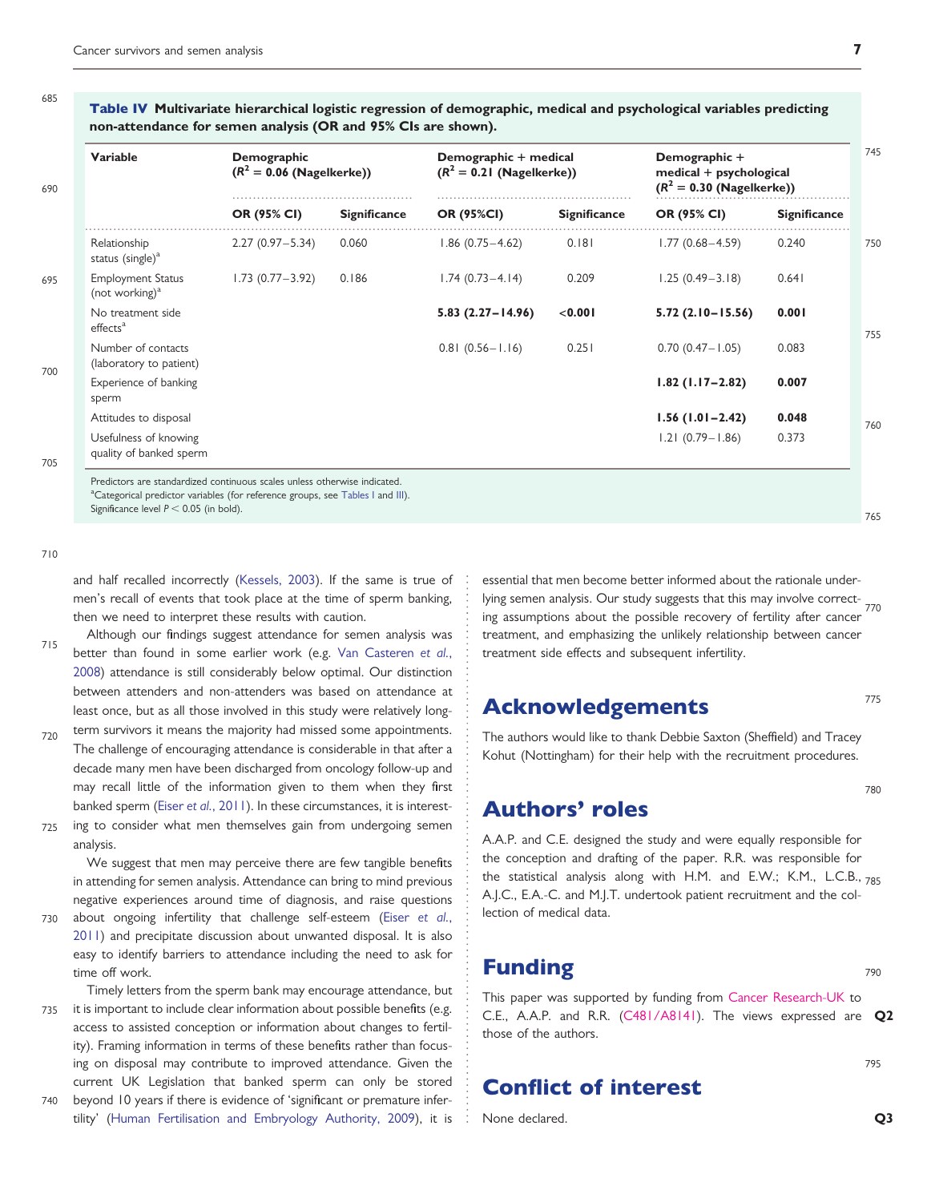**Table IV Multivariate hierarchical logistic regression of demographic, medical and psychological variables predicting non-attendance for semen analysis (OR and 95% CIs are shown).**

| Variable | Demographic ($R^2$ = 0.06 (Nagelkerke)) | | Demographic + medical ($R^2$ = 0.21 (Nagelkerke)) | | Demographic + medical + psychological ($R^2$ = 0.30 (Nagelkerke)) | |
|---|---|---|---|---|---|---|
| | OR (95% CI) | Significance | OR (95%CI) | Significance | OR (95% CI) | Significance |
| Relationship status (single)[a] | 2.27 (0.97–5.34) | 0.060 | 1.86 (0.75–4.62) | 0.181 | 1.77 (0.68–4.59) | 0.240 |
| Employment Status (not working)[a] | 1.73 (0.77–3.92) | 0.186 | 1.74 (0.73–4.14) | 0.209 | 1.25 (0.49–3.18) | 0.641 |
| No treatment side effects[a] | | | **5.83 (2.27–14.96)** | **<0.001** | **5.72 (2.10–15.56)** | **0.001** |
| Number of contacts (laboratory to patient) | | | 0.81 (0.56–1.16) | 0.251 | 0.70 (0.47–1.05) | 0.083 |
| Experience of banking sperm | | | | | **1.82 (1.17–2.82)** | **0.007** |
| Attitudes to disposal | | | | | **1.56 (1.01–2.42)** | **0.048** |
| Usefulness of knowing quality of banked sperm | | | | | 1.21 (0.79–1.86) | 0.373 |

Predictors are standardized continuous scales unless otherwise indicated.
[a]Categorical predictor variables (for reference groups, see Tables I and III).
Significance level $P < 0.05$ (in bold).

and half recalled incorrectly (Kessels, 2003). If the same is true of men's recall of events that took place at the time of sperm banking, then we need to interpret these results with caution.

Although our findings suggest attendance for semen analysis was better than found in some earlier work (e.g. Van Casteren *et al.*, 2008) attendance is still considerably below optimal. Our distinction between attenders and non-attenders was based on attendance at least once, but as all those involved in this study were relatively long-term survivors it means the majority had missed some appointments. The challenge of encouraging attendance is considerable in that after a decade many men have been discharged from oncology follow-up and may recall little of the information given to them when they first banked sperm (Eiser *et al.*, 2011). In these circumstances, it is interesting to consider what men themselves gain from undergoing semen analysis.

We suggest that men may perceive there are few tangible benefits in attending for semen analysis. Attendance can bring to mind previous negative experiences around time of diagnosis, and raise questions about ongoing infertility that challenge self-esteem (Eiser *et al.*, 2011) and precipitate discussion about unwanted disposal. It is also easy to identify barriers to attendance including the need to ask for time off work.

Timely letters from the sperm bank may encourage attendance, but it is important to include clear information about possible benefits (e.g. access to assisted conception or information about changes to fertility). Framing information in terms of these benefits rather than focusing on disposal may contribute to improved attendance. Given the current UK Legislation that banked sperm can only be stored beyond 10 years if there is evidence of 'significant or premature infertility' (Human Fertilisation and Embryology Authority, 2009), it is essential that men become better informed about the rationale underlying semen analysis. Our study suggests that this may involve correcting assumptions about the possible recovery of fertility after cancer treatment, and emphasizing the unlikely relationship between cancer treatment side effects and subsequent infertility.

## Acknowledgements

The authors would like to thank Debbie Saxton (Sheffield) and Tracey Kohut (Nottingham) for their help with the recruitment procedures.

## Authors' roles

A.A.P. and C.E. designed the study and were equally responsible for the conception and drafting of the paper. R.R. was responsible for the statistical analysis along with H.M. and E.W.; K.M., L.C.B., A.J.C., E.A.-C. and M.J.T. undertook patient recruitment and the collection of medical data.

## Funding

This paper was supported by funding from Cancer Research-UK to C.E., A.A.P. and R.R. (C481/A8141). The views expressed are those of the authors.

## Conflict of interest

None declared.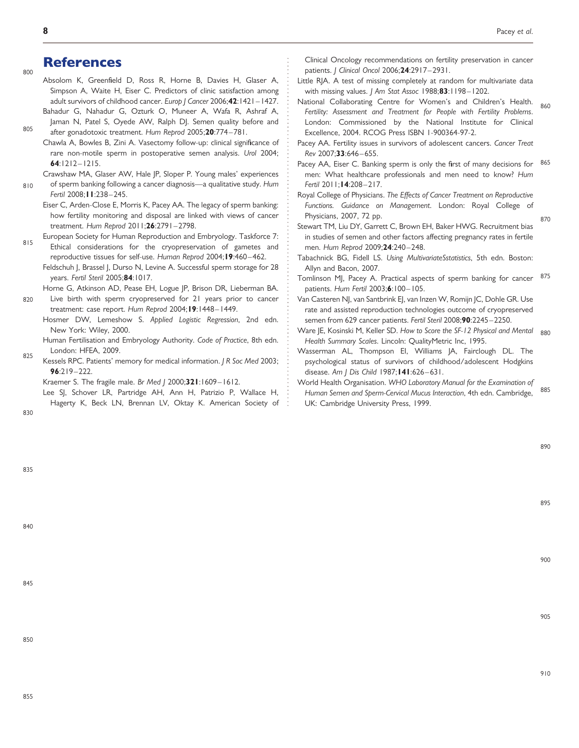# References

Absolom K, Greenfield D, Ross R, Horne B, Davies H, Glaser A, Simpson A, Waite H, Eiser C. Predictors of clinic satisfaction among adult survivors of childhood cancer. *Europ J Cancer* 2006;**42**:1421–1427.

Bahadur G, Nahadur G, Ozturk O, Muneer A, Wafa R, Ashraf A, Jaman N, Patel S, Oyede AW, Ralph DJ. Semen quality before and after gonadotoxic treatment. *Hum Reprod* 2005;**20**:774–781.

Chawla A, Bowles B, Zini A. Vasectomy follow-up: clinical significance of rare non-motile sperm in postoperative semen analysis. *Urol* 2004; **64**:1212–1215.

Crawshaw MA, Glaser AW, Hale JP, Sloper P. Young males' experiences of sperm banking following a cancer diagnosis—a qualitative study. *Hum Fertil* 2008;**11**:238–245.

Eiser C, Arden-Close E, Morris K, Pacey AA. The legacy of sperm banking: how fertility monitoring and disposal are linked with views of cancer treatment. *Hum Reprod* 2011;**26**:2791–2798.

European Society for Human Reproduction and Embryology. Taskforce 7: Ethical considerations for the cryopreservation of gametes and reproductive tissues for self-use. *Human Reprod* 2004;**19**:460–462.

Feldschuh J, Brassel J, Durso N, Levine A. Successful sperm storage for 28 years. *Fertil Steril* 2005;**84**:1017.

Horne G, Atkinson AD, Pease EH, Logue JP, Brison DR, Lieberman BA. Live birth with sperm cryopreserved for 21 years prior to cancer treatment: case report. *Hum Reprod* 2004;**19**:1448–1449.

Hosmer DW, Lemeshow S. *Applied Logistic Regression*, 2nd edn. New York: Wiley, 2000.

Human Fertilisation and Embryology Authority. *Code of Practice*, 8th edn. London: HFEA, 2009.

Kessels RPC. Patients' memory for medical information. *J R Soc Med* 2003; **96**:219–222.

Kraemer S. The fragile male. *Br Med J* 2000;**321**:1609–1612.

Lee SJ, Schover LR, Partridge AH, Ann H, Patrizio P, Wallace H, Hagerty K, Beck LN, Brennan LV, Oktay K. American Society of Clinical Oncology recommendations on fertility preservation in cancer patients. *J Clinical Oncol* 2006;**24**:2917–2931.

Little RJA. A test of missing completely at random for multivariate data with missing values. *J Am Stat Assoc* 1988;**83**:1198–1202.

National Collaborating Centre for Women's and Children's Health. *Fertility: Assessment and Treatment for People with Fertility Problems*. London: Commissioned by the National Institute for Clinical Excellence, 2004. RCOG Press ISBN 1-900364-97-2.

Pacey AA. Fertility issues in survivors of adolescent cancers. *Cancer Treat Rev* 2007;**33**:646–655.

Pacey AA, Eiser C. Banking sperm is only the first of many decisions for men: What healthcare professionals and men need to know? *Hum Fertil* 2011;**14**:208–217.

Royal College of Physicians. *The Effects of Cancer Treatment on Reproductive Functions. Guidance on Management*. London: Royal College of Physicians, 2007, 72 pp.

Stewart TM, Liu DY, Garrett C, Brown EH, Baker HWG. Recruitment bias in studies of semen and other factors affecting pregnancy rates in fertile men. *Hum Reprod* 2009;**24**:240–248.

Tabachnick BG, Fidell LS. *Using MultivariateSstatistics*, 5th edn. Boston: Allyn and Bacon, 2007.

Tomlinson MJ, Pacey A. Practical aspects of sperm banking for cancer patients. *Hum Fertil* 2003;**6**:100–105.

Van Casteren NJ, van Santbrink EJ, van Inzen W, Romijn JC, Dohle GR. Use rate and assisted reproduction technologies outcome of cryopreserved semen from 629 cancer patients. *Fertil Steril* 2008;**90**:2245–2250.

Ware JE, Kosinski M, Keller SD. *How to Score the SF-12 Physical and Mental Health Summary Scales*. Lincoln: QualityMetric Inc, 1995.

Wasserman AL, Thompson EI, Williams JA, Fairclough DL. The psychological status of survivors of childhood/adolescent Hodgkins disease. *Am J Dis Child* 1987;**141**:626–631.

World Health Organisation. *WHO Laboratory Manual for the Examination of Human Semen and Sperm-Cervical Mucus Interaction*, 4th edn. Cambridge, UK: Cambridge University Press, 1999.